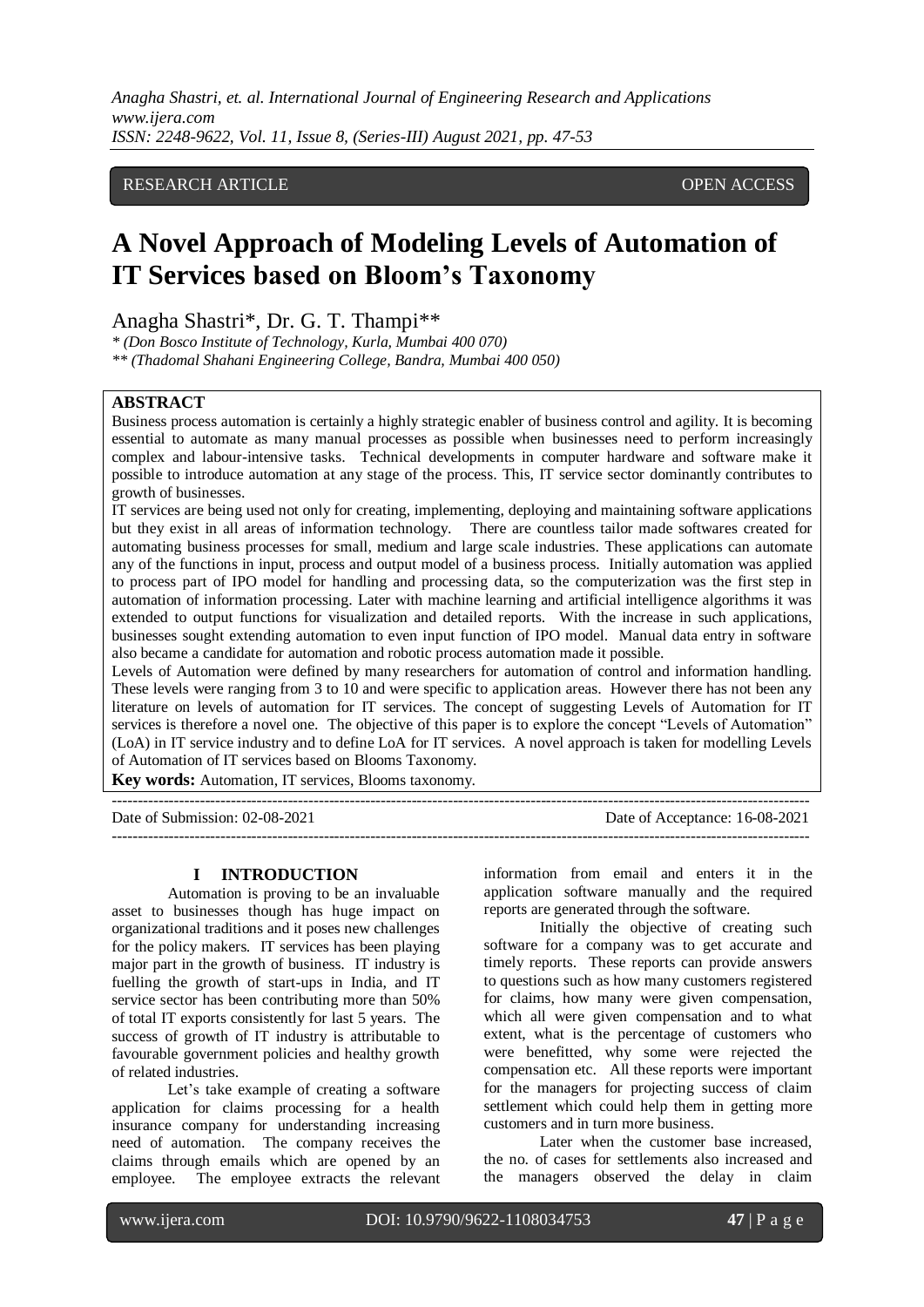RESEARCH ARTICLE OPEN ACCESS

# A Novel Approach of Modeling Levels of Automation of IT Services based on Bloom's Taxonomy

Anagha Shastri*, Dr. G. T. Thampi**

*\* (Don Bosco Institute of Technology, Kurla, Mumbai 400 070)*
*\*\* (Thadomal Shahani Engineering College, Bandra, Mumbai 400 050)*

## ABSTRACT

Business process automation is certainly a highly strategic enabler of business control and agility. It is becoming essential to automate as many manual processes as possible when businesses need to perform increasingly complex and labour-intensive tasks. Technical developments in computer hardware and software make it possible to introduce automation at any stage of the process. This, IT service sector dominantly contributes to growth of businesses.

IT services are being used not only for creating, implementing, deploying and maintaining software applications but they exist in all areas of information technology. There are countless tailor made softwares created for automating business processes for small, medium and large scale industries. These applications can automate any of the functions in input, process and output model of a business process. Initially automation was applied to process part of IPO model for handling and processing data, so the computerization was the first step in automation of information processing. Later with machine learning and artificial intelligence algorithms it was extended to output functions for visualization and detailed reports. With the increase in such applications, businesses sought extending automation to even input function of IPO model. Manual data entry in software also became a candidate for automation and robotic process automation made it possible.

Levels of Automation were defined by many researchers for automation of control and information handling. These levels were ranging from 3 to 10 and were specific to application areas. However there has not been any literature on levels of automation for IT services. The concept of suggesting Levels of Automation for IT services is therefore a novel one. The objective of this paper is to explore the concept "Levels of Automation" (LoA) in IT service industry and to define LoA for IT services. A novel approach is taken for modelling Levels of Automation of IT services based on Blooms Taxonomy.

**Key words:** Automation, IT services, Blooms taxonomy.

Date of Submission: 02-08-2021 Date of Acceptance: 16-08-2021

## I INTRODUCTION

Automation is proving to be an invaluable asset to businesses though has huge impact on organizational traditions and it poses new challenges for the policy makers. IT services has been playing major part in the growth of business. IT industry is fuelling the growth of start-ups in India, and IT service sector has been contributing more than 50% of total IT exports consistently for last 5 years. The success of growth of IT industry is attributable to favourable government policies and healthy growth of related industries.

Let's take example of creating a software application for claims processing for a health insurance company for understanding increasing need of automation. The company receives the claims through emails which are opened by an employee. The employee extracts the relevant information from email and enters it in the application software manually and the required reports are generated through the software.

Initially the objective of creating such software for a company was to get accurate and timely reports. These reports can provide answers to questions such as how many customers registered for claims, how many were given compensation, which all were given compensation and to what extent, what is the percentage of customers who were benefitted, why some were rejected the compensation etc. All these reports were important for the managers for projecting success of claim settlement which could help them in getting more customers and in turn more business.

Later when the customer base increased, the no. of cases for settlements also increased and the managers observed the delay in claim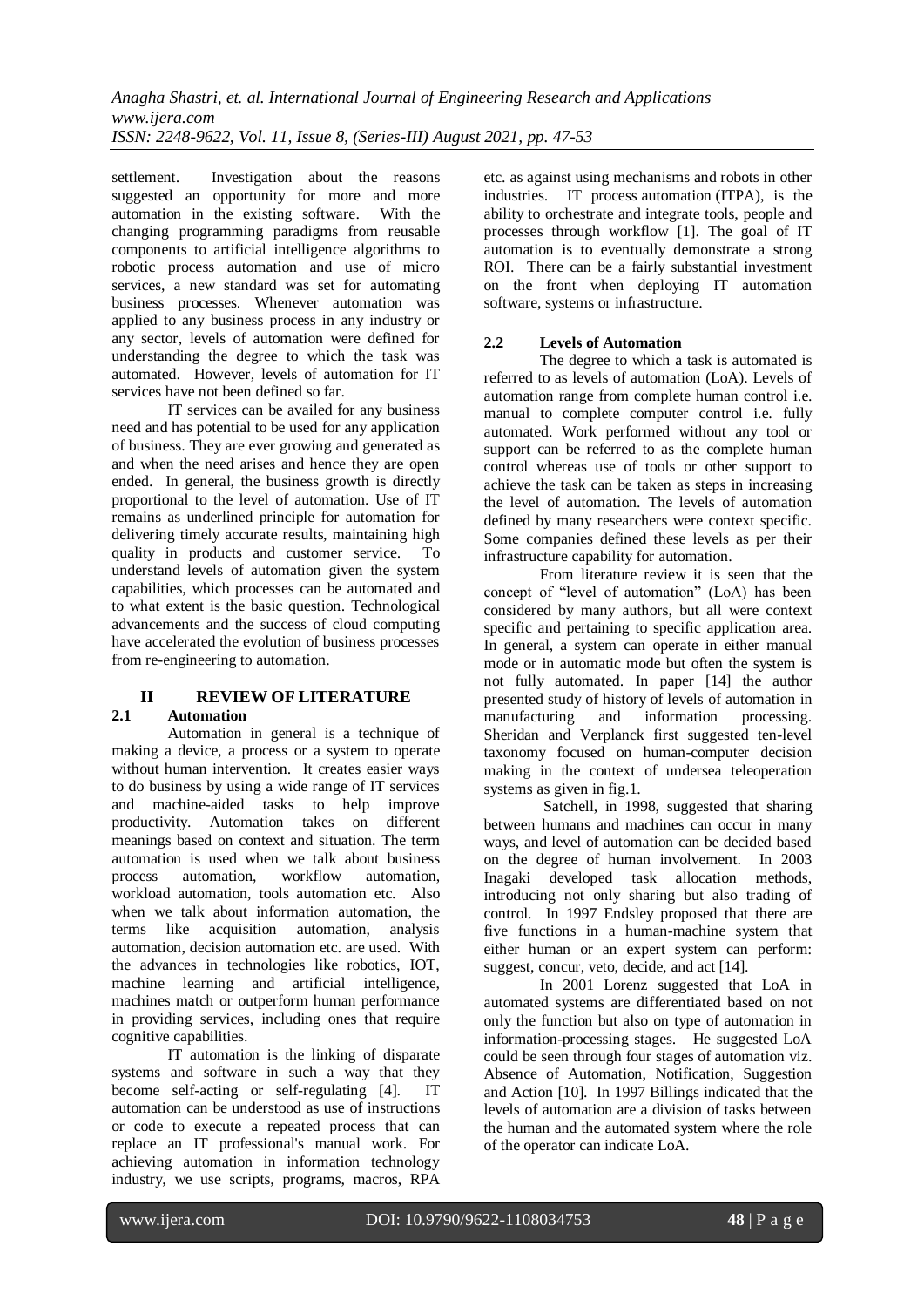settlement. Investigation about the reasons suggested an opportunity for more and more automation in the existing software. With the changing programming paradigms from reusable components to artificial intelligence algorithms to robotic process automation and use of micro services, a new standard was set for automating business processes. Whenever automation was applied to any business process in any industry or any sector, levels of automation were defined for understanding the degree to which the task was automated. However, levels of automation for IT services have not been defined so far.

IT services can be availed for any business need and has potential to be used for any application of business. They are ever growing and generated as and when the need arises and hence they are open ended. In general, the business growth is directly proportional to the level of automation. Use of IT remains as underlined principle for automation for delivering timely accurate results, maintaining high quality in products and customer service. To understand levels of automation given the system capabilities, which processes can be automated and to what extent is the basic question. Technological advancements and the success of cloud computing have accelerated the evolution of business processes from re-engineering to automation.

# II REVIEW OF LITERATURE

## 2.1 Automation

Automation in general is a technique of making a device, a process or a system to operate without human intervention. It creates easier ways to do business by using a wide range of IT services and machine-aided tasks to help improve productivity. Automation takes on different meanings based on context and situation. The term automation is used when we talk about business process automation, workflow automation, workload automation, tools automation etc. Also when we talk about information automation, the terms like acquisition automation, analysis automation, decision automation etc. are used. With the advances in technologies like robotics, IOT, machine learning and artificial intelligence, machines match or outperform human performance in providing services, including ones that require cognitive capabilities.

IT automation is the linking of disparate systems and software in such a way that they become self-acting or self-regulating [4]. IT automation can be understood as use of instructions or code to execute a repeated process that can replace an IT professional's manual work. For achieving automation in information technology industry, we use scripts, programs, macros, RPA etc. as against using mechanisms and robots in other industries. IT process automation (ITPA), is the ability to orchestrate and integrate tools, people and processes through workflow [1]. The goal of IT automation is to eventually demonstrate a strong ROI. There can be a fairly substantial investment on the front when deploying IT automation software, systems or infrastructure.

## 2.2 Levels of Automation

The degree to which a task is automated is referred to as levels of automation (LoA). Levels of automation range from complete human control i.e. manual to complete computer control i.e. fully automated. Work performed without any tool or support can be referred to as the complete human control whereas use of tools or other support to achieve the task can be taken as steps in increasing the level of automation. The levels of automation defined by many researchers were context specific. Some companies defined these levels as per their infrastructure capability for automation.

From literature review it is seen that the concept of "level of automation" (LoA) has been considered by many authors, but all were context specific and pertaining to specific application area. In general, a system can operate in either manual mode or in automatic mode but often the system is not fully automated. In paper [14] the author presented study of history of levels of automation in manufacturing and information processing. Sheridan and Verplanck first suggested ten-level taxonomy focused on human-computer decision making in the context of undersea teleoperation systems as given in fig.1.

Satchell, in 1998, suggested that sharing between humans and machines can occur in many ways, and level of automation can be decided based on the degree of human involvement. In 2003 Inagaki developed task allocation methods, introducing not only sharing but also trading of control. In 1997 Endsley proposed that there are five functions in a human-machine system that either human or an expert system can perform: suggest, concur, veto, decide, and act [14].

In 2001 Lorenz suggested that LoA in automated systems are differentiated based on not only the function but also on type of automation in information-processing stages. He suggested LoA could be seen through four stages of automation viz. Absence of Automation, Notification, Suggestion and Action [10]. In 1997 Billings indicated that the levels of automation are a division of tasks between the human and the automated system where the role of the operator can indicate LoA.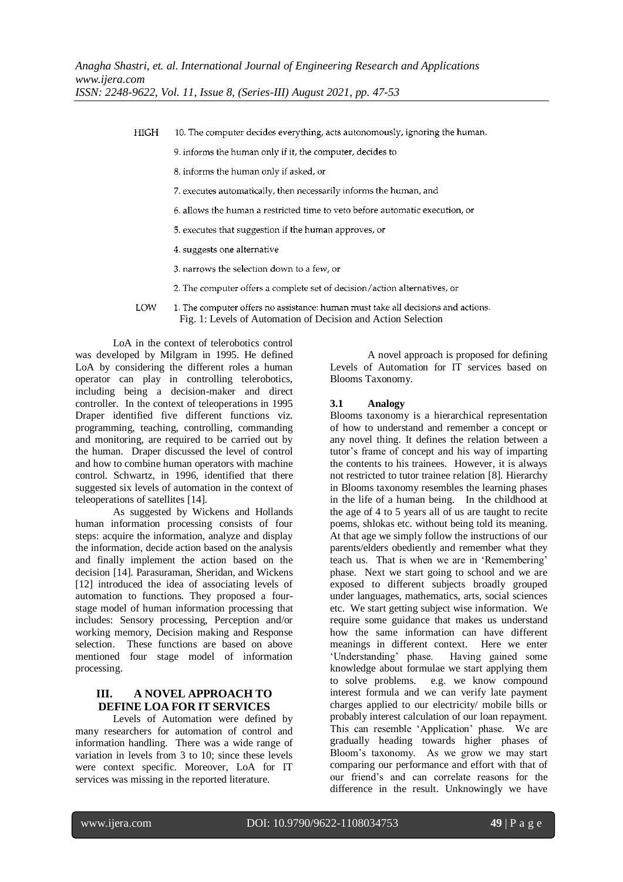HIGH 10. The computer decides everything, acts autonomously, ignoring the human.

9. informs the human only if it, the computer, decides to

8. informs the human only if asked, or

7. executes automatically, then necessarily informs the human, and

6. allows the human a restricted time to veto before automatic execution, or

5. executes that suggestion if the human approves, or

4. suggests one alternative

3. narrows the selection down to a few, or

2. The computer offers a complete set of decision/action alternatives, or

LOW 1. The computer offers no assistance: human must take all decisions and actions.

Fig. 1: Levels of Automation of Decision and Action Selection

LoA in the context of telerobotics control was developed by Milgram in 1995. He defined LoA by considering the different roles a human operator can play in controlling telerobotics, including being a decision-maker and direct controller. In the context of teleoperations in 1995 Draper identified five different functions viz. programming, teaching, controlling, commanding and monitoring, are required to be carried out by the human. Draper discussed the level of control and how to combine human operators with machine control. Schwartz, in 1996, identified that there suggested six levels of automation in the context of teleoperations of satellites [14].

As suggested by Wickens and Hollands human information processing consists of four steps: acquire the information, analyze and display the information, decide action based on the analysis and finally implement the action based on the decision [14]. Parasuraman, Sheridan, and Wickens [12] introduced the idea of associating levels of automation to functions. They proposed a four-stage model of human information processing that includes: Sensory processing, Perception and/or working memory, Decision making and Response selection. These functions are based on above mentioned four stage model of information processing.

## III. A NOVEL APPROACH TO DEFINE LOA FOR IT SERVICES

Levels of Automation were defined by many researchers for automation of control and information handling. There was a wide range of variation in levels from 3 to 10; since these levels were context specific. Moreover, LoA for IT services was missing in the reported literature.

A novel approach is proposed for defining Levels of Automation for IT services based on Blooms Taxonomy.

### 3.1 Analogy

Blooms taxonomy is a hierarchical representation of how to understand and remember a concept or any novel thing. It defines the relation between a tutor's frame of concept and his way of imparting the contents to his trainees. However, it is always not restricted to tutor trainee relation [8]. Hierarchy in Blooms taxonomy resembles the learning phases in the life of a human being. In the childhood at the age of 4 to 5 years all of us are taught to recite poems, shlokas etc. without being told its meaning. At that age we simply follow the instructions of our parents/elders obediently and remember what they teach us. That is when we are in 'Remembering' phase. Next we start going to school and we are exposed to different subjects broadly grouped under languages, mathematics, arts, social sciences etc. We start getting subject wise information. We require some guidance that makes us understand how the same information can have different meanings in different context. Here we enter 'Understanding' phase. Having gained some knowledge about formulae we start applying them to solve problems. e.g. we know compound interest formula and we can verify late payment charges applied to our electricity/ mobile bills or probably interest calculation of our loan repayment. This can resemble 'Application' phase. We are gradually heading towards higher phases of Bloom's taxonomy. As we grow we may start comparing our performance and effort with that of our friend's and can correlate reasons for the difference in the result. Unknowingly we have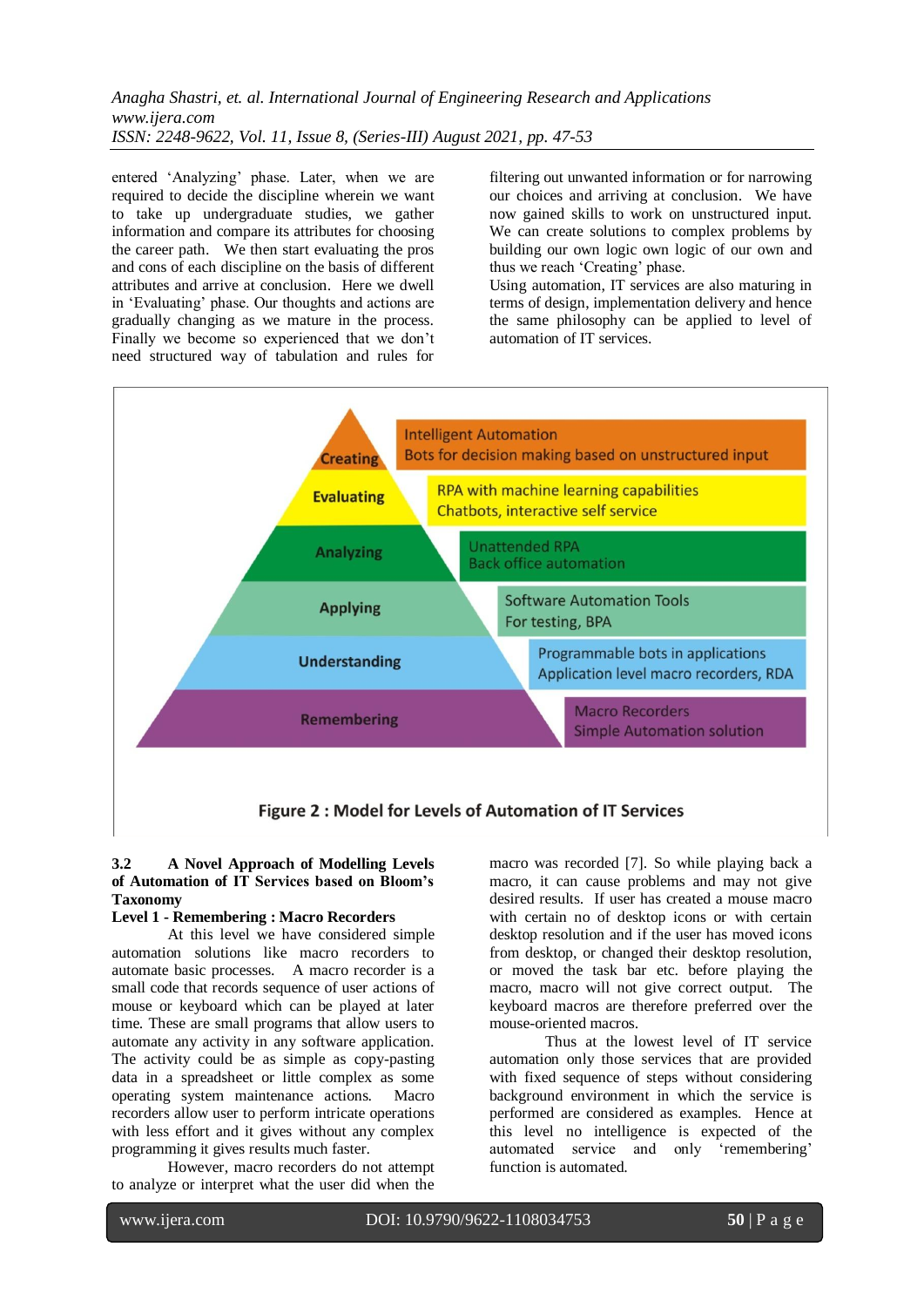entered 'Analyzing' phase. Later, when we are required to decide the discipline wherein we want to take up undergraduate studies, we gather information and compare its attributes for choosing the career path. We then start evaluating the pros and cons of each discipline on the basis of different attributes and arrive at conclusion. Here we dwell in 'Evaluating' phase. Our thoughts and actions are gradually changing as we mature in the process. Finally we become so experienced that we don't need structured way of tabulation and rules for filtering out unwanted information or for narrowing our choices and arriving at conclusion. We have now gained skills to work on unstructured input. We can create solutions to complex problems by building our own logic own logic of our own and thus we reach 'Creating' phase.

Using automation, IT services are also maturing in terms of design, implementation delivery and hence the same philosophy can be applied to level of automation of IT services.

| Level | Automation |
|---|---|
| Creating | Intelligent Automation<br>Bots for decision making based on unstructured input |
| Evaluating | RPA with machine learning capabilities<br>Chatbots, interactive self service |
| Analyzing | Unattended RPA<br>Back office automation |
| Applying | Software Automation Tools<br>For testing, BPA |
| Understanding | Programmable bots in applications<br>Application level macro recorders, RDA |
| Remembering | Macro Recorders<br>Simple Automation solution |

**Figure 2 : Model for Levels of Automation of IT Services**

### 3.2 A Novel Approach of Modelling Levels of Automation of IT Services based on Bloom's Taxonomy

**Level 1 - Remembering : Macro Recorders**

At this level we have considered simple automation solutions like macro recorders to automate basic processes. A macro recorder is a small code that records sequence of user actions of mouse or keyboard which can be played at later time. These are small programs that allow users to automate any activity in any software application. The activity could be as simple as copy-pasting data in a spreadsheet or little complex as some operating system maintenance actions. Macro recorders allow user to perform intricate operations with less effort and it gives without any complex programming it gives results much faster.

However, macro recorders do not attempt to analyze or interpret what the user did when the macro was recorded [7]. So while playing back a macro, it can cause problems and may not give desired results. If user has created a mouse macro with certain no of desktop icons or with certain desktop resolution and if the user has moved icons from desktop, or changed their desktop resolution, or moved the task bar etc. before playing the macro, macro will not give correct output. The keyboard macros are therefore preferred over the mouse-oriented macros.

Thus at the lowest level of IT service automation only those services that are provided with fixed sequence of steps without considering background environment in which the service is performed are considered as examples. Hence at this level no intelligence is expected of the automated service and only 'remembering' function is automated.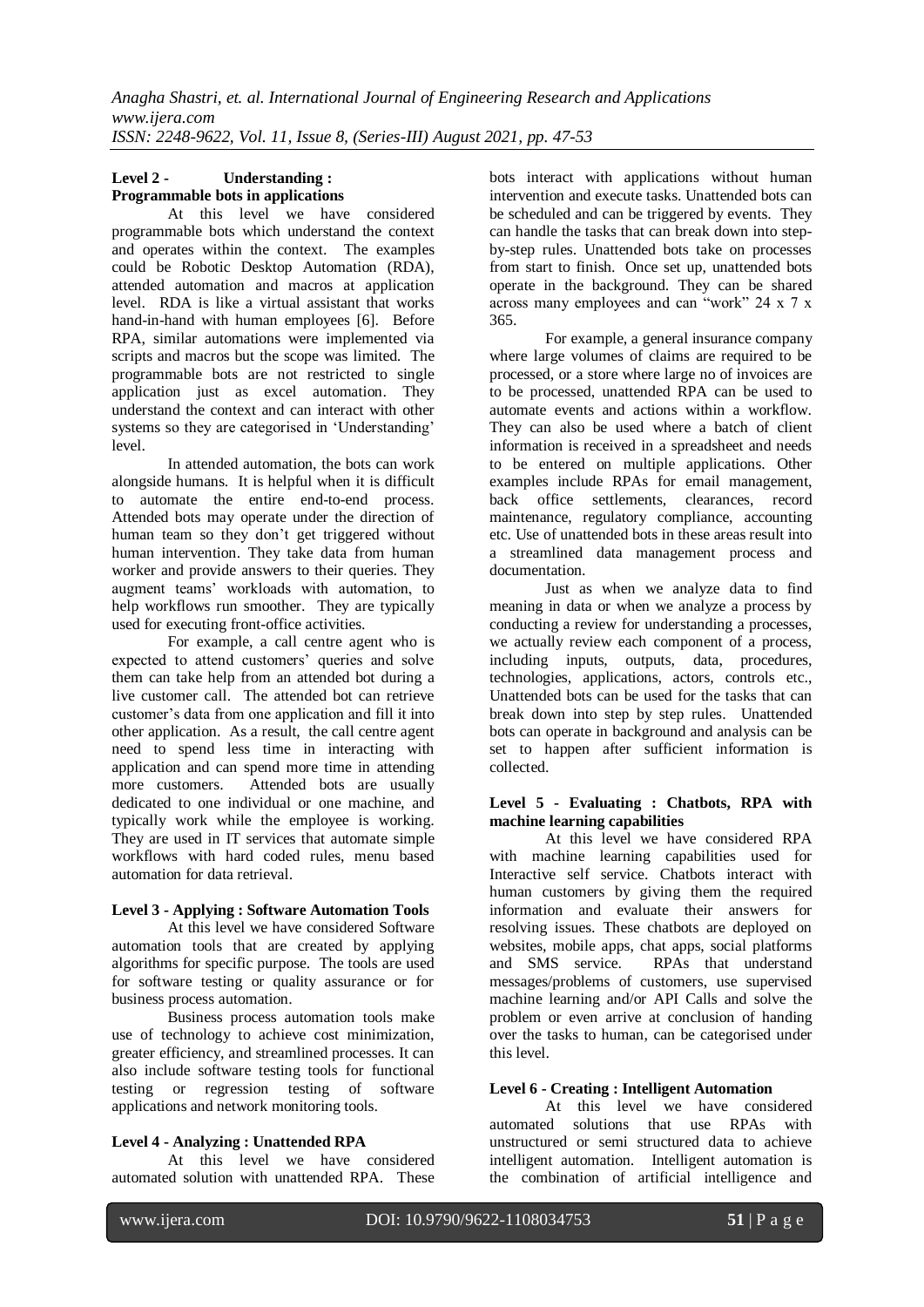**Level 2 - Understanding : Programmable bots in applications**

At this level we have considered programmable bots which understand the context and operates within the context. The examples could be Robotic Desktop Automation (RDA), attended automation and macros at application level. RDA is like a virtual assistant that works hand-in-hand with human employees [6]. Before RPA, similar automations were implemented via scripts and macros but the scope was limited. The programmable bots are not restricted to single application just as excel automation. They understand the context and can interact with other systems so they are categorised in 'Understanding' level.

In attended automation, the bots can work alongside humans. It is helpful when it is difficult to automate the entire end-to-end process. Attended bots may operate under the direction of human team so they don't get triggered without human intervention. They take data from human worker and provide answers to their queries. They augment teams' workloads with automation, to help workflows run smoother. They are typically used for executing front-office activities.

For example, a call centre agent who is expected to attend customers' queries and solve them can take help from an attended bot during a live customer call. The attended bot can retrieve customer's data from one application and fill it into other application. As a result, the call centre agent need to spend less time in interacting with application and can spend more time in attending more customers. Attended bots are usually dedicated to one individual or one machine, and typically work while the employee is working. They are used in IT services that automate simple workflows with hard coded rules, menu based automation for data retrieval.

**Level 3 - Applying : Software Automation Tools**

At this level we have considered Software automation tools that are created by applying algorithms for specific purpose. The tools are used for software testing or quality assurance or for business process automation.

Business process automation tools make use of technology to achieve cost minimization, greater efficiency, and streamlined processes. It can also include software testing tools for functional testing or regression testing of software applications and network monitoring tools.

**Level 4 - Analyzing : Unattended RPA**

At this level we have considered automated solution with unattended RPA. These bots interact with applications without human intervention and execute tasks. Unattended bots can be scheduled and can be triggered by events. They can handle the tasks that can break down into step-by-step rules. Unattended bots take on processes from start to finish. Once set up, unattended bots operate in the background. They can be shared across many employees and can "work" 24 x 7 x 365.

For example, a general insurance company where large volumes of claims are required to be processed, or a store where large no of invoices are to be processed, unattended RPA can be used to automate events and actions within a workflow. They can also be used where a batch of client information is received in a spreadsheet and needs to be entered on multiple applications. Other examples include RPAs for email management, back office settlements, clearances, record maintenance, regulatory compliance, accounting etc. Use of unattended bots in these areas result into a streamlined data management process and documentation.

Just as when we analyze data to find meaning in data or when we analyze a process by conducting a review for understanding a processes, we actually review each component of a process, including inputs, outputs, data, procedures, technologies, applications, actors, controls etc., Unattended bots can be used for the tasks that can break down into step by step rules. Unattended bots can operate in background and analysis can be set to happen after sufficient information is collected.

**Level 5 - Evaluating : Chatbots, RPA with machine learning capabilities**

At this level we have considered RPA with machine learning capabilities used for Interactive self service. Chatbots interact with human customers by giving them the required information and evaluate their answers for resolving issues. These chatbots are deployed on websites, mobile apps, chat apps, social platforms and SMS service. RPAs that understand messages/problems of customers, use supervised machine learning and/or API Calls and solve the problem or even arrive at conclusion of handing over the tasks to human, can be categorised under this level.

**Level 6 - Creating : Intelligent Automation**

At this level we have considered automated solutions that use RPAs with unstructured or semi structured data to achieve intelligent automation. Intelligent automation is the combination of artificial intelligence and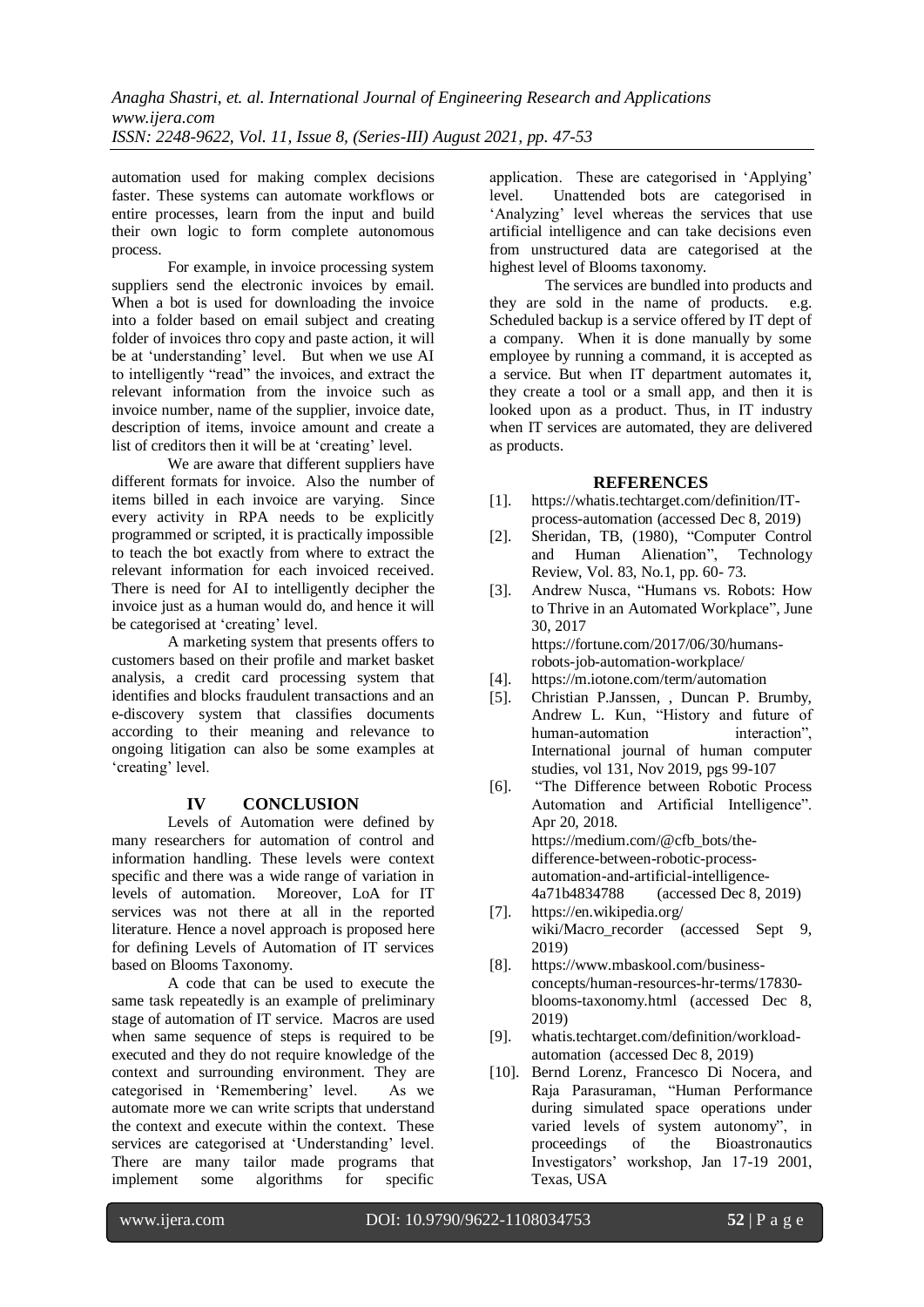automation used for making complex decisions faster. These systems can automate workflows or entire processes, learn from the input and build their own logic to form complete autonomous process.

For example, in invoice processing system suppliers send the electronic invoices by email. When a bot is used for downloading the invoice into a folder based on email subject and creating folder of invoices thro copy and paste action, it will be at 'understanding' level. But when we use AI to intelligently "read" the invoices, and extract the relevant information from the invoice such as invoice number, name of the supplier, invoice date, description of items, invoice amount and create a list of creditors then it will be at 'creating' level.

We are aware that different suppliers have different formats for invoice. Also the number of items billed in each invoice are varying. Since every activity in RPA needs to be explicitly programmed or scripted, it is practically impossible to teach the bot exactly from where to extract the relevant information for each invoiced received. There is need for AI to intelligently decipher the invoice just as a human would do, and hence it will be categorised at 'creating' level.

A marketing system that presents offers to customers based on their profile and market basket analysis, a credit card processing system that identifies and blocks fraudulent transactions and an e-discovery system that classifies documents according to their meaning and relevance to ongoing litigation can also be some examples at 'creating' level.

## IV CONCLUSION

Levels of Automation were defined by many researchers for automation of control and information handling. These levels were context specific and there was a wide range of variation in levels of automation. Moreover, LoA for IT services was not there at all in the reported literature. Hence a novel approach is proposed here for defining Levels of Automation of IT services based on Blooms Taxonomy.

A code that can be used to execute the same task repeatedly is an example of preliminary stage of automation of IT service. Macros are used when same sequence of steps is required to be executed and they do not require knowledge of the context and surrounding environment. They are categorised in 'Remembering' level. As we automate more we can write scripts that understand the context and execute within the context. These services are categorised at 'Understanding' level. There are many tailor made programs that implement some algorithms for specific application. These are categorised in 'Applying' level. Unattended bots are categorised in 'Analyzing' level whereas the services that use artificial intelligence and can take decisions even from unstructured data are categorised at the highest level of Blooms taxonomy.

The services are bundled into products and they are sold in the name of products. e.g. Scheduled backup is a service offered by IT dept of a company. When it is done manually by some employee by running a command, it is accepted as a service. But when IT department automates it, they create a tool or a small app, and then it is looked upon as a product. Thus, in IT industry when IT services are automated, they are delivered as products.

## REFERENCES

[1]. https://whatis.techtarget.com/definition/IT-process-automation (accessed Dec 8, 2019)

[2]. Sheridan, TB, (1980), "Computer Control and Human Alienation", Technology Review, Vol. 83, No.1, pp. 60- 73.

[3]. Andrew Nusca, "Humans vs. Robots: How to Thrive in an Automated Workplace", June 30, 2017 https://fortune.com/2017/06/30/humans-robots-job-automation-workplace/

[4]. https://m.iotone.com/term/automation

[5]. Christian P.Janssen, , Duncan P. Brumby, Andrew L. Kun, "History and future of human-automation interaction", International journal of human computer studies, vol 131, Nov 2019, pgs 99-107

[6]. "The Difference between Robotic Process Automation and Artificial Intelligence". Apr 20, 2018. https://medium.com/@cfb_bots/the-difference-between-robotic-process-automation-and-artificial-intelligence-4a71b4834788 (accessed Dec 8, 2019)

[7]. https://en.wikipedia.org/ wiki/Macro_recorder (accessed Sept 9, 2019)

[8]. https://www.mbaskool.com/business-concepts/human-resources-hr-terms/17830-blooms-taxonomy.html (accessed Dec 8, 2019)

[9]. whatis.techtarget.com/definition/workload-automation (accessed Dec 8, 2019)

[10]. Bernd Lorenz, Francesco Di Nocera, and Raja Parasuraman, "Human Performance during simulated space operations under varied levels of system autonomy", in proceedings of the Bioastronautics Investigators' workshop, Jan 17-19 2001, Texas, USA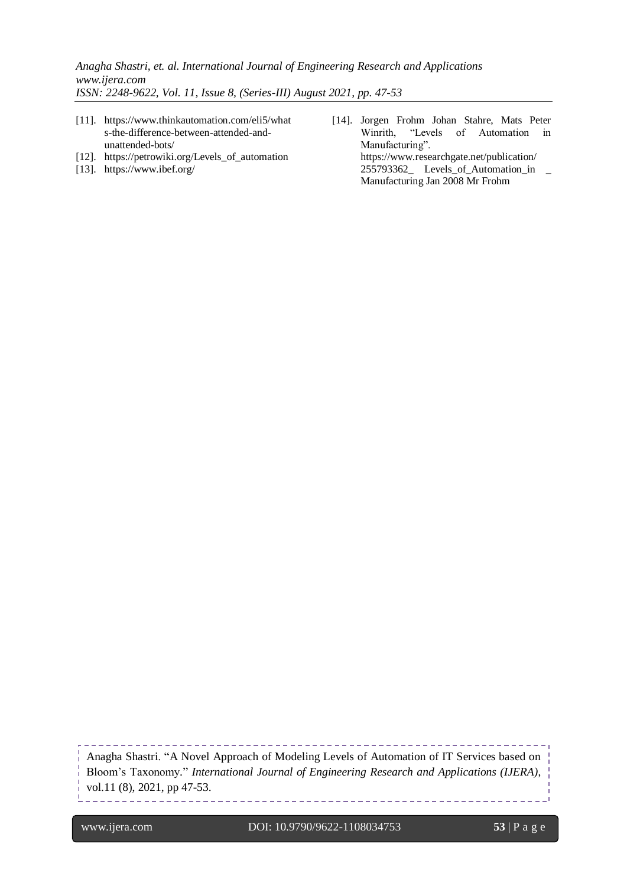[11]. https://www.thinkautomation.com/eli5/whats-the-difference-between-attended-and-unattended-bots/

[12]. https://petrowiki.org/Levels_of_automation

[13]. https://www.ibef.org/

[14]. Jorgen Frohm Johan Stahre, Mats Peter Winrith, "Levels of Automation in Manufacturing". https://www.researchgate.net/publication/255793362_ Levels_of_Automation_in _ Manufacturing Jan 2008 Mr Frohm

Anagha Shastri. "A Novel Approach of Modeling Levels of Automation of IT Services based on Bloom's Taxonomy." *International Journal of Engineering Research and Applications (IJERA)*, vol.11 (8), 2021, pp 47-53.